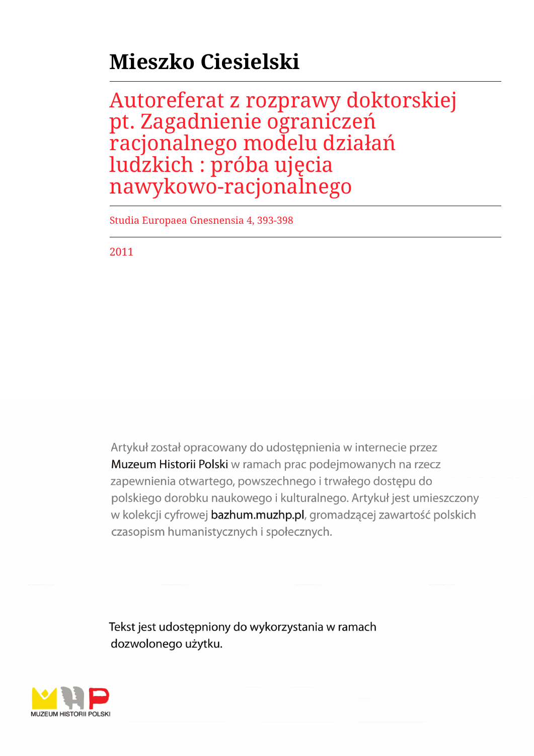# Mieszko Ciesielski

## Autoreferat z rozprawy doktorskiej pt. Zagadnienie ograniczeń racjonalnego modelu działań ludzkich : próba ujęcia nawykowo-racjonalnego

Studia Europaea Gnesnensia 4, 393-398

2011

Artykuł został opracowany do udostępnienia w internecie przez Muzeum Historii Polski w ramach prac podejmowanych na rzecz zapewnienia otwartego, powszechnego i trwałego dostępu do polskiego dorobku naukowego i kulturalnego. Artykuł jest umieszczony w kolekcji cyfrowej bazhum.muzhp.pl, gromadzącej zawartość polskich czasopism humanistycznych i społecznych.

Tekst jest udostępniony do wykorzystania w ramach dozwolonego użytku.

MUZEUM HISTORII POLSKI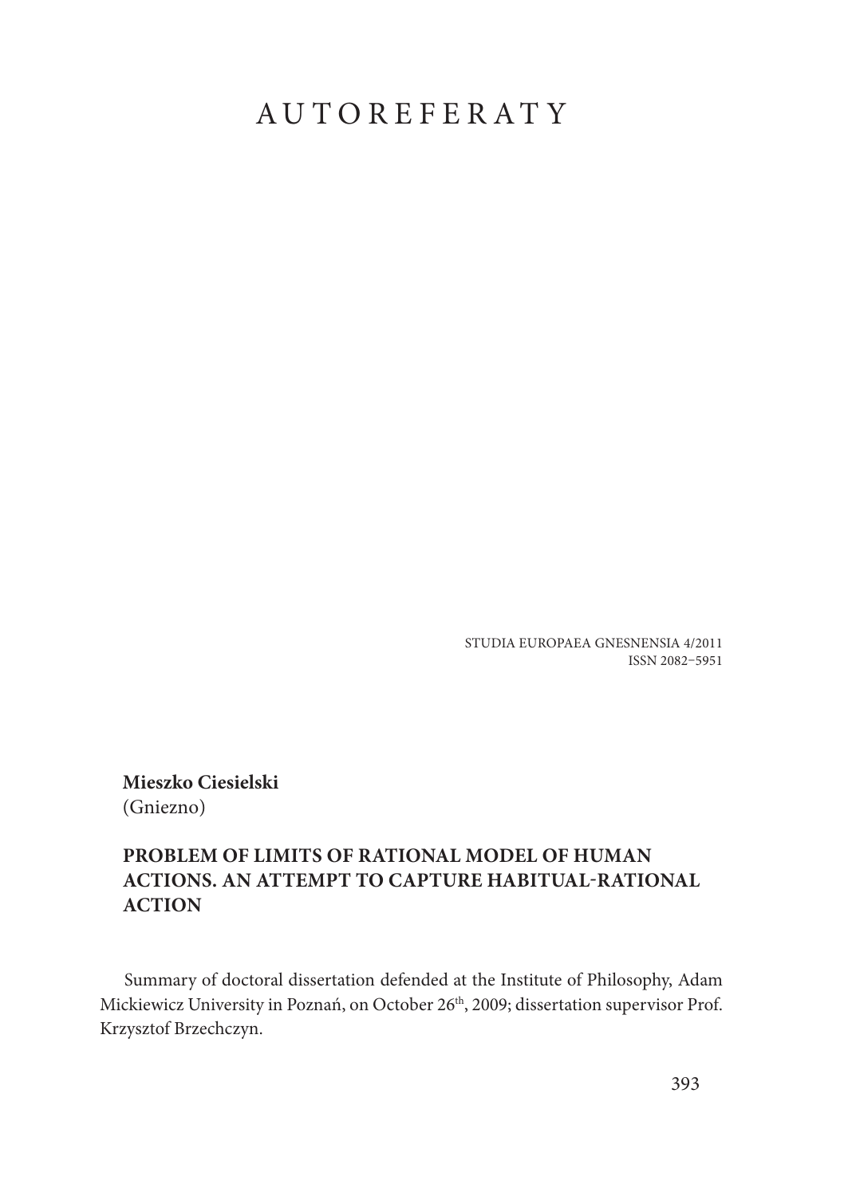# AUTOREFERATY

STUDIA EUROPAEA GNESNENSIA 4/2011
ISSN 2082–5951

**Mieszko Ciesielski**
(Gniezno)

## PROBLEM OF LIMITS OF RATIONAL MODEL OF HUMAN ACTIONS. AN ATTEMPT TO CAPTURE HABITUAL-RATIONAL ACTION

Summary of doctoral dissertation defended at the Institute of Philosophy, Adam Mickiewicz University in Poznań, on October 26th, 2009; dissertation supervisor Prof. Krzysztof Brzechczyn.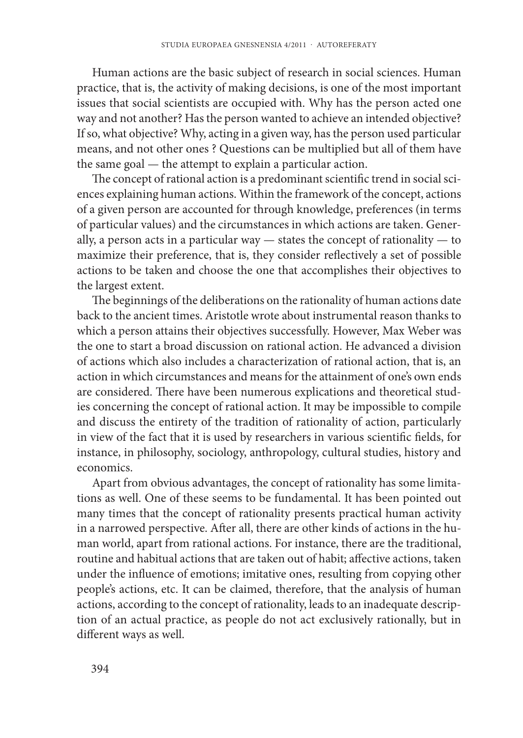Human actions are the basic subject of research in social sciences. Human practice, that is, the activity of making decisions, is one of the most important issues that social scientists are occupied with. Why has the person acted one way and not another? Has the person wanted to achieve an intended objective? If so, what objective? Why, acting in a given way, has the person used particular means, and not other ones ? Questions can be multiplied but all of them have the same goal — the attempt to explain a particular action.

The concept of rational action is a predominant scientific trend in social sciences explaining human actions. Within the framework of the concept, actions of a given person are accounted for through knowledge, preferences (in terms of particular values) and the circumstances in which actions are taken. Generally, a person acts in a particular way — states the concept of rationality — to maximize their preference, that is, they consider reflectively a set of possible actions to be taken and choose the one that accomplishes their objectives to the largest extent.

The beginnings of the deliberations on the rationality of human actions date back to the ancient times. Aristotle wrote about instrumental reason thanks to which a person attains their objectives successfully. However, Max Weber was the one to start a broad discussion on rational action. He advanced a division of actions which also includes a characterization of rational action, that is, an action in which circumstances and means for the attainment of one's own ends are considered. There have been numerous explications and theoretical studies concerning the concept of rational action. It may be impossible to compile and discuss the entirety of the tradition of rationality of action, particularly in view of the fact that it is used by researchers in various scientific fields, for instance, in philosophy, sociology, anthropology, cultural studies, history and economics.

Apart from obvious advantages, the concept of rationality has some limitations as well. One of these seems to be fundamental. It has been pointed out many times that the concept of rationality presents practical human activity in a narrowed perspective. After all, there are other kinds of actions in the human world, apart from rational actions. For instance, there are the traditional, routine and habitual actions that are taken out of habit; affective actions, taken under the influence of emotions; imitative ones, resulting from copying other people's actions, etc. It can be claimed, therefore, that the analysis of human actions, according to the concept of rationality, leads to an inadequate description of an actual practice, as people do not act exclusively rationally, but in different ways as well.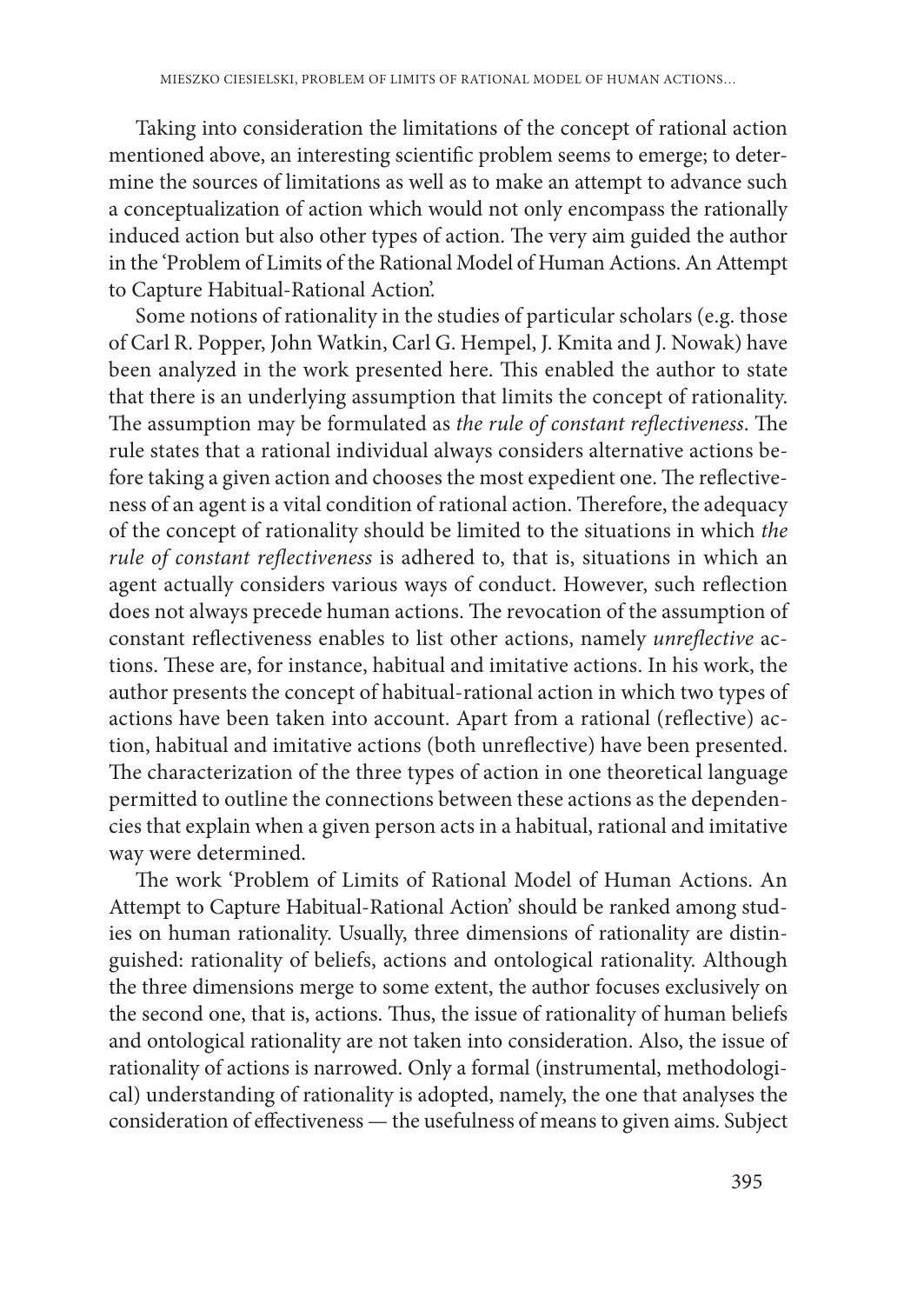Taking into consideration the limitations of the concept of rational action mentioned above, an interesting scientific problem seems to emerge; to determine the sources of limitations as well as to make an attempt to advance such a conceptualization of action which would not only encompass the rationally induced action but also other types of action. The very aim guided the author in the 'Problem of Limits of the Rational Model of Human Actions. An Attempt to Capture Habitual-Rational Action'.

Some notions of rationality in the studies of particular scholars (e.g. those of Carl R. Popper, John Watkin, Carl G. Hempel, J. Kmita and J. Nowak) have been analyzed in the work presented here. This enabled the author to state that there is an underlying assumption that limits the concept of rationality. The assumption may be formulated as *the rule of constant reflectiveness*. The rule states that a rational individual always considers alternative actions before taking a given action and chooses the most expedient one. The reflectiveness of an agent is a vital condition of rational action. Therefore, the adequacy of the concept of rationality should be limited to the situations in which *the rule of constant reflectiveness* is adhered to, that is, situations in which an agent actually considers various ways of conduct. However, such reflection does not always precede human actions. The revocation of the assumption of constant reflectiveness enables to list other actions, namely *unreflective* actions. These are, for instance, habitual and imitative actions. In his work, the author presents the concept of habitual-rational action in which two types of actions have been taken into account. Apart from a rational (reflective) action, habitual and imitative actions (both unreflective) have been presented. The characterization of the three types of action in one theoretical language permitted to outline the connections between these actions as the dependencies that explain when a given person acts in a habitual, rational and imitative way were determined.

The work 'Problem of Limits of Rational Model of Human Actions. An Attempt to Capture Habitual-Rational Action' should be ranked among studies on human rationality. Usually, three dimensions of rationality are distinguished: rationality of beliefs, actions and ontological rationality. Although the three dimensions merge to some extent, the author focuses exclusively on the second one, that is, actions. Thus, the issue of rationality of human beliefs and ontological rationality are not taken into consideration. Also, the issue of rationality of actions is narrowed. Only a formal (instrumental, methodological) understanding of rationality is adopted, namely, the one that analyses the consideration of effectiveness — the usefulness of means to given aims. Subject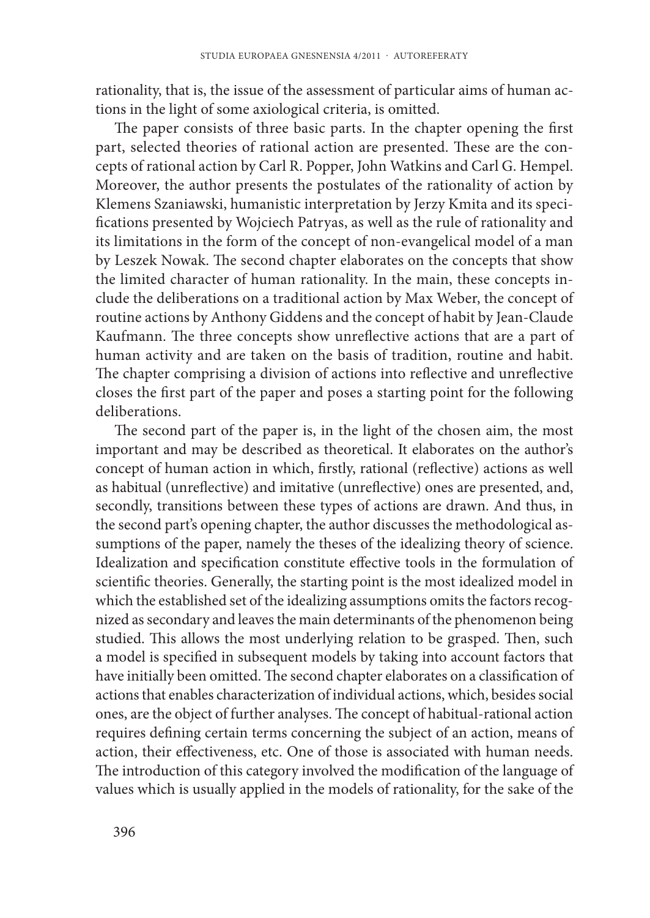rationality, that is, the issue of the assessment of particular aims of human actions in the light of some axiological criteria, is omitted.

The paper consists of three basic parts. In the chapter opening the first part, selected theories of rational action are presented. These are the concepts of rational action by Carl R. Popper, John Watkins and Carl G. Hempel. Moreover, the author presents the postulates of the rationality of action by Klemens Szaniawski, humanistic interpretation by Jerzy Kmita and its specifications presented by Wojciech Patryas, as well as the rule of rationality and its limitations in the form of the concept of non-evangelical model of a man by Leszek Nowak. The second chapter elaborates on the concepts that show the limited character of human rationality. In the main, these concepts include the deliberations on a traditional action by Max Weber, the concept of routine actions by Anthony Giddens and the concept of habit by Jean-Claude Kaufmann. The three concepts show unreflective actions that are a part of human activity and are taken on the basis of tradition, routine and habit. The chapter comprising a division of actions into reflective and unreflective closes the first part of the paper and poses a starting point for the following deliberations.

The second part of the paper is, in the light of the chosen aim, the most important and may be described as theoretical. It elaborates on the author's concept of human action in which, firstly, rational (reflective) actions as well as habitual (unreflective) and imitative (unreflective) ones are presented, and, secondly, transitions between these types of actions are drawn. And thus, in the second part's opening chapter, the author discusses the methodological assumptions of the paper, namely the theses of the idealizing theory of science. Idealization and specification constitute effective tools in the formulation of scientific theories. Generally, the starting point is the most idealized model in which the established set of the idealizing assumptions omits the factors recognized as secondary and leaves the main determinants of the phenomenon being studied. This allows the most underlying relation to be grasped. Then, such a model is specified in subsequent models by taking into account factors that have initially been omitted. The second chapter elaborates on a classification of actions that enables characterization of individual actions, which, besides social ones, are the object of further analyses. The concept of habitual-rational action requires defining certain terms concerning the subject of an action, means of action, their effectiveness, etc. One of those is associated with human needs. The introduction of this category involved the modification of the language of values which is usually applied in the models of rationality, for the sake of the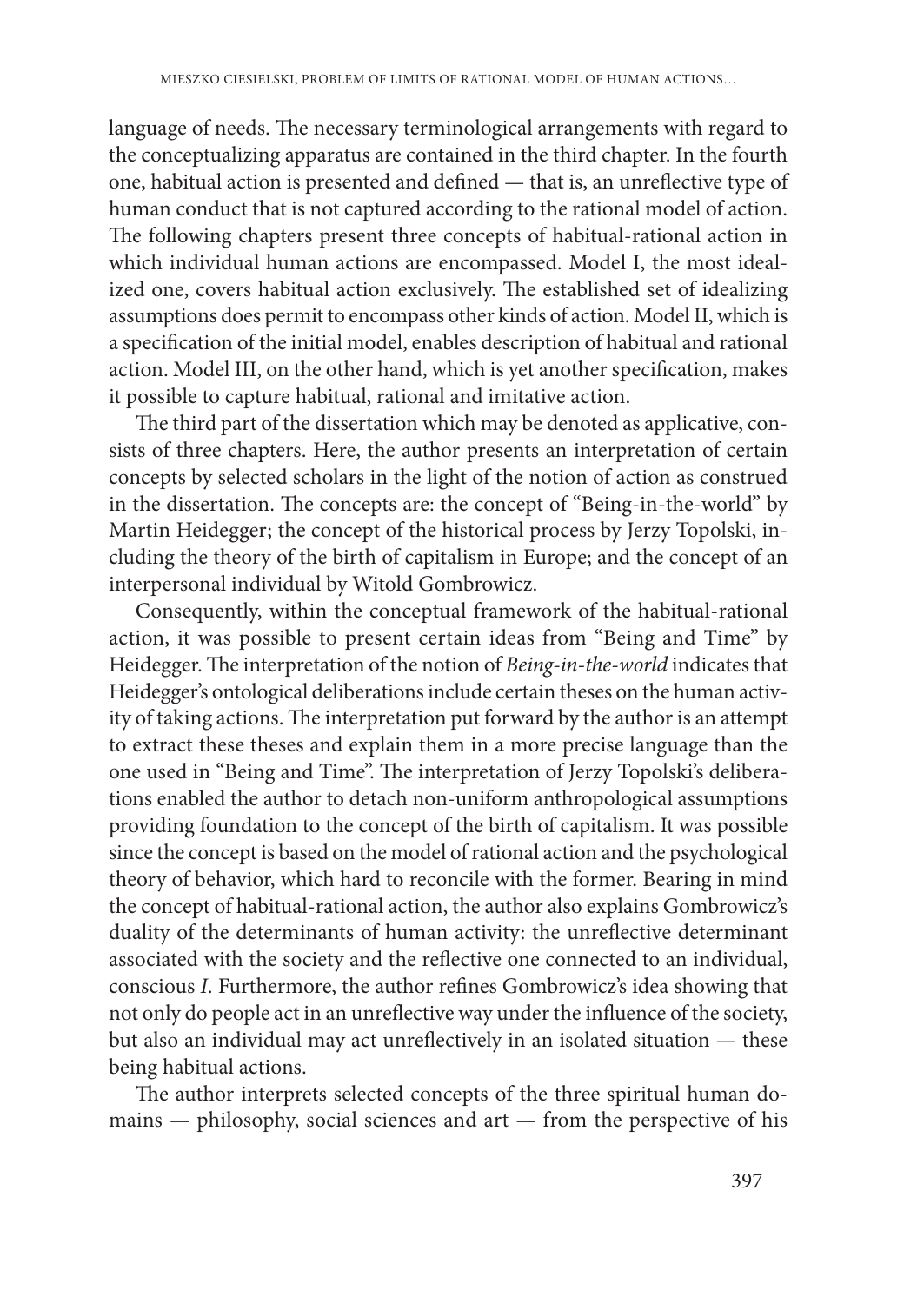language of needs. The necessary terminological arrangements with regard to the conceptualizing apparatus are contained in the third chapter. In the fourth one, habitual action is presented and defined — that is, an unreflective type of human conduct that is not captured according to the rational model of action. The following chapters present three concepts of habitual-rational action in which individual human actions are encompassed. Model I, the most idealized one, covers habitual action exclusively. The established set of idealizing assumptions does permit to encompass other kinds of action. Model II, which is a specification of the initial model, enables description of habitual and rational action. Model III, on the other hand, which is yet another specification, makes it possible to capture habitual, rational and imitative action.

The third part of the dissertation which may be denoted as applicative, consists of three chapters. Here, the author presents an interpretation of certain concepts by selected scholars in the light of the notion of action as construed in the dissertation. The concepts are: the concept of "Being-in-the-world" by Martin Heidegger; the concept of the historical process by Jerzy Topolski, including the theory of the birth of capitalism in Europe; and the concept of an interpersonal individual by Witold Gombrowicz.

Consequently, within the conceptual framework of the habitual-rational action, it was possible to present certain ideas from "Being and Time" by Heidegger. The interpretation of the notion of *Being-in-the-world* indicates that Heidegger's ontological deliberations include certain theses on the human activity of taking actions. The interpretation put forward by the author is an attempt to extract these theses and explain them in a more precise language than the one used in "Being and Time". The interpretation of Jerzy Topolski's deliberations enabled the author to detach non-uniform anthropological assumptions providing foundation to the concept of the birth of capitalism. It was possible since the concept is based on the model of rational action and the psychological theory of behavior, which hard to reconcile with the former. Bearing in mind the concept of habitual-rational action, the author also explains Gombrowicz's duality of the determinants of human activity: the unreflective determinant associated with the society and the reflective one connected to an individual, conscious *I*. Furthermore, the author refines Gombrowicz's idea showing that not only do people act in an unreflective way under the influence of the society, but also an individual may act unreflectively in an isolated situation — these being habitual actions.

The author interprets selected concepts of the three spiritual human domains — philosophy, social sciences and art — from the perspective of his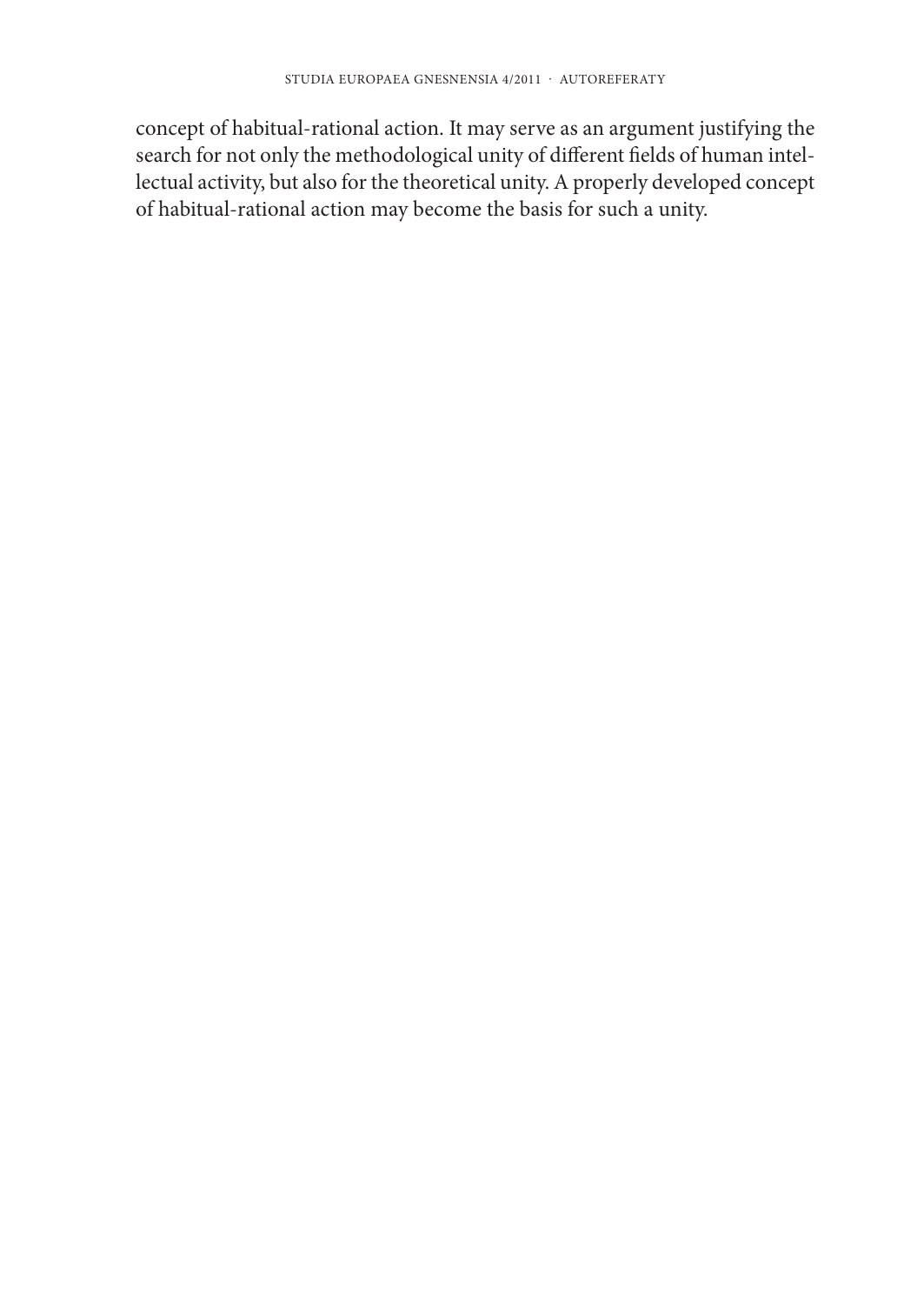concept of habitual-rational action. It may serve as an argument justifying the search for not only the methodological unity of different fields of human intellectual activity, but also for the theoretical unity. A properly developed concept of habitual-rational action may become the basis for such a unity.